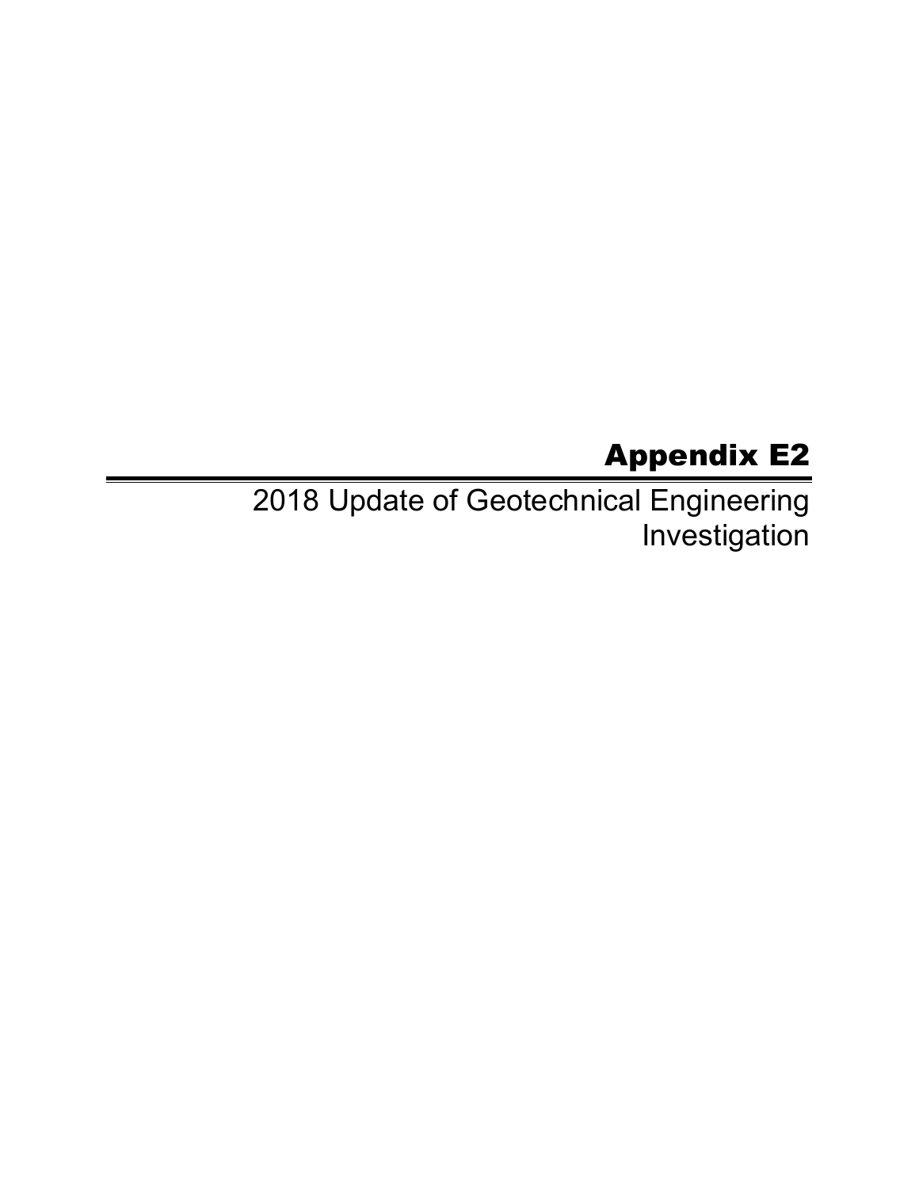# Appendix E2

2018 Update of Geotechnical Engineering Investigation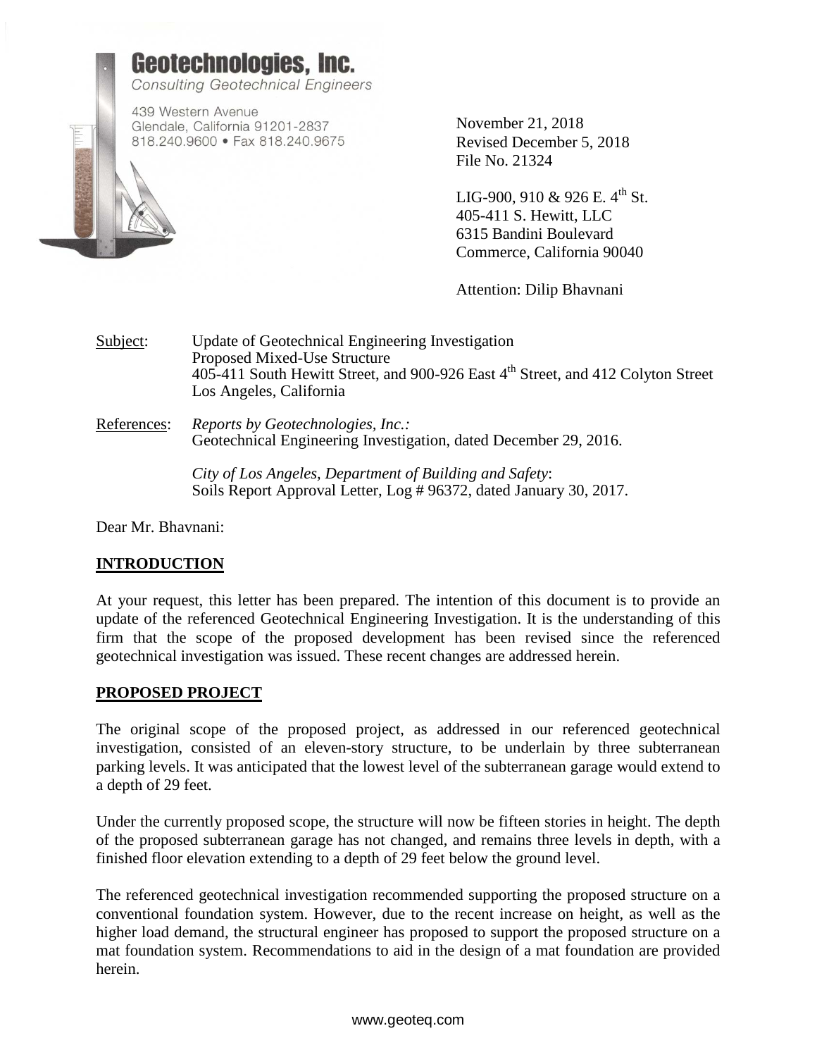**Geotechnologies, Inc.**
*Consulting Geotechnical Engineers*

439 Western Avenue
Glendale, California 91201-2837
818.240.9600 • Fax 818.240.9675

November 21, 2018
Revised December 5, 2018
File No. 21324

LIG-900, 910 & 926 E. 4th St.
405-411 S. Hewitt, LLC
6315 Bandini Boulevard
Commerce, California 90040

Attention: Dilip Bhavnani

Subject: Update of Geotechnical Engineering Investigation
Proposed Mixed-Use Structure
405-411 South Hewitt Street, and 900-926 East 4th Street, and 412 Colyton Street
Los Angeles, California

References: *Reports by Geotechnologies, Inc.:*
Geotechnical Engineering Investigation, dated December 29, 2016.

*City of Los Angeles, Department of Building and Safety*:
Soils Report Approval Letter, Log # 96372, dated January 30, 2017.

Dear Mr. Bhavnani:

## INTRODUCTION

At your request, this letter has been prepared. The intention of this document is to provide an update of the referenced Geotechnical Engineering Investigation. It is the understanding of this firm that the scope of the proposed development has been revised since the referenced geotechnical investigation was issued. These recent changes are addressed herein.

## PROPOSED PROJECT

The original scope of the proposed project, as addressed in our referenced geotechnical investigation, consisted of an eleven-story structure, to be underlain by three subterranean parking levels. It was anticipated that the lowest level of the subterranean garage would extend to a depth of 29 feet.

Under the currently proposed scope, the structure will now be fifteen stories in height. The depth of the proposed subterranean garage has not changed, and remains three levels in depth, with a finished floor elevation extending to a depth of 29 feet below the ground level.

The referenced geotechnical investigation recommended supporting the proposed structure on a conventional foundation system. However, due to the recent increase on height, as well as the higher load demand, the structural engineer has proposed to support the proposed structure on a mat foundation system. Recommendations to aid in the design of a mat foundation are provided herein.

www.geoteq.com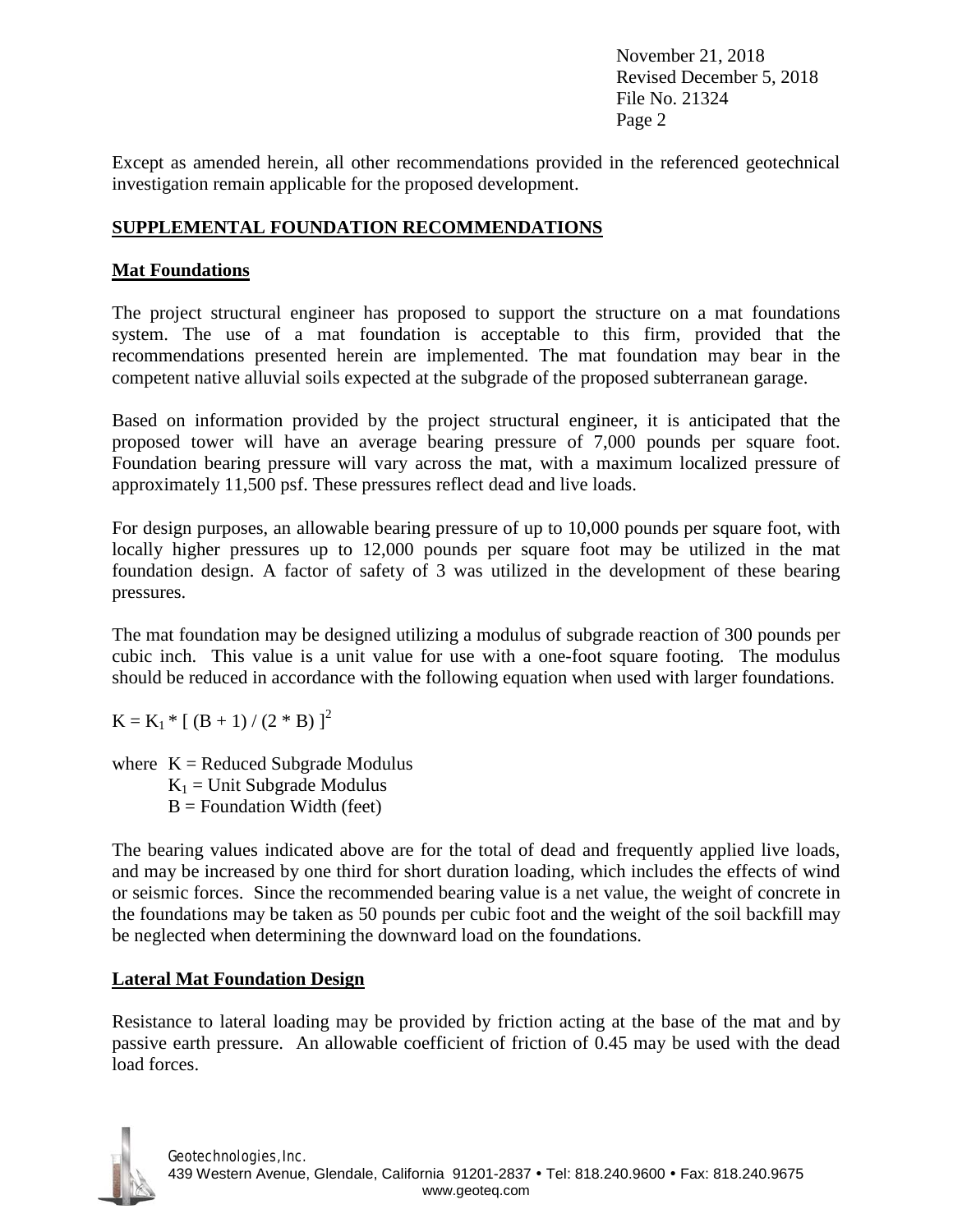November 21, 2018
Revised December 5, 2018
File No. 21324

Except as amended herein, all other recommendations provided in the referenced geotechnical investigation remain applicable for the proposed development.

## SUPPLEMENTAL FOUNDATION RECOMMENDATIONS

### Mat Foundations

The project structural engineer has proposed to support the structure on a mat foundations system. The use of a mat foundation is acceptable to this firm, provided that the recommendations presented herein are implemented. The mat foundation may bear in the competent native alluvial soils expected at the subgrade of the proposed subterranean garage.

Based on information provided by the project structural engineer, it is anticipated that the proposed tower will have an average bearing pressure of 7,000 pounds per square foot. Foundation bearing pressure will vary across the mat, with a maximum localized pressure of approximately 11,500 psf. These pressures reflect dead and live loads.

For design purposes, an allowable bearing pressure of up to 10,000 pounds per square foot, with locally higher pressures up to 12,000 pounds per square foot may be utilized in the mat foundation design. A factor of safety of 3 was utilized in the development of these bearing pressures.

The mat foundation may be designed utilizing a modulus of subgrade reaction of 300 pounds per cubic inch. This value is a unit value for use with a one-foot square footing. The modulus should be reduced in accordance with the following equation when used with larger foundations.

$$K = K_1 * [ (B + 1) / (2 * B) ]^2$$

where $K$ = Reduced Subgrade Modulus
$K_1$ = Unit Subgrade Modulus
$B$ = Foundation Width (feet)

The bearing values indicated above are for the total of dead and frequently applied live loads, and may be increased by one third for short duration loading, which includes the effects of wind or seismic forces. Since the recommended bearing value is a net value, the weight of concrete in the foundations may be taken as 50 pounds per cubic foot and the weight of the soil backfill may be neglected when determining the downward load on the foundations.

### Lateral Mat Foundation Design

Resistance to lateral loading may be provided by friction acting at the base of the mat and by passive earth pressure. An allowable coefficient of friction of 0.45 may be used with the dead load forces.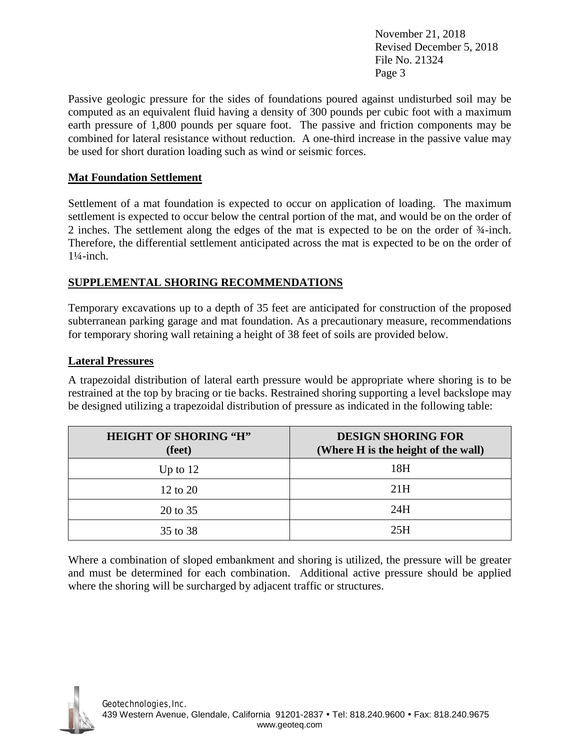Passive geologic pressure for the sides of foundations poured against undisturbed soil may be computed as an equivalent fluid having a density of 300 pounds per cubic foot with a maximum earth pressure of 1,800 pounds per square foot. The passive and friction components may be combined for lateral resistance without reduction. A one-third increase in the passive value may be used for short duration loading such as wind or seismic forces.

**Mat Foundation Settlement**

Settlement of a mat foundation is expected to occur on application of loading. The maximum settlement is expected to occur below the central portion of the mat, and would be on the order of 2 inches. The settlement along the edges of the mat is expected to be on the order of ¾-inch. Therefore, the differential settlement anticipated across the mat is expected to be on the order of 1¼-inch.

## SUPPLEMENTAL SHORING RECOMMENDATIONS

Temporary excavations up to a depth of 35 feet are anticipated for construction of the proposed subterranean parking garage and mat foundation. As a precautionary measure, recommendations for temporary shoring wall retaining a height of 38 feet of soils are provided below.

**Lateral Pressures**

A trapezoidal distribution of lateral earth pressure would be appropriate where shoring is to be restrained at the top by bracing or tie backs. Restrained shoring supporting a level backslope may be designed utilizing a trapezoidal distribution of pressure as indicated in the following table:

| HEIGHT OF SHORING "H" (feet) | DESIGN SHORING FOR (Where H is the height of the wall) |
|---|---|
| Up to 12 | 18H |
| 12 to 20 | 21H |
| 20 to 35 | 24H |
| 35 to 38 | 25H |

Where a combination of sloped embankment and shoring is utilized, the pressure will be greater and must be determined for each combination. Additional active pressure should be applied where the shoring will be surcharged by adjacent traffic or structures.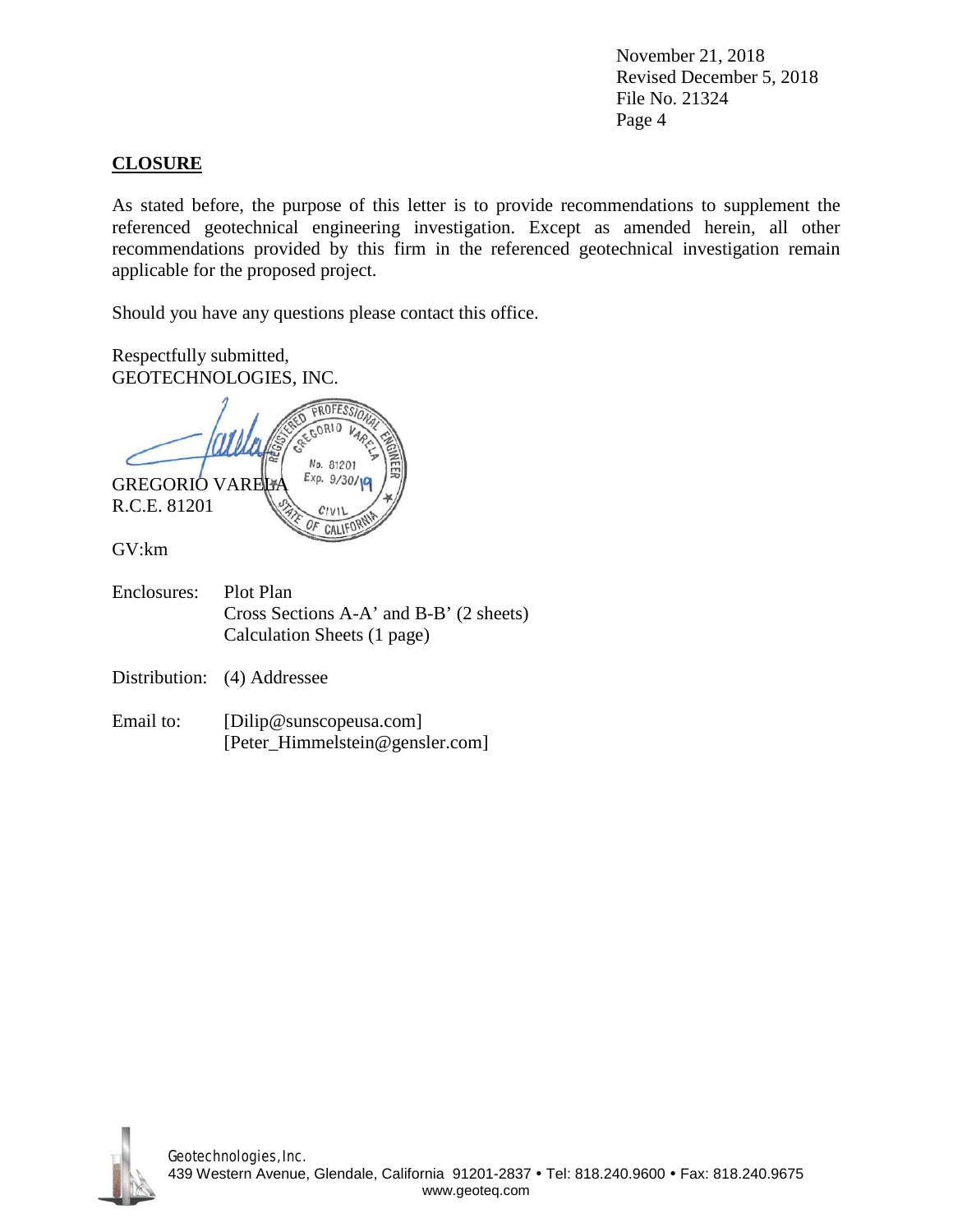November 21, 2018
Revised December 5, 2018
File No. 21324

## CLOSURE

As stated before, the purpose of this letter is to provide recommendations to supplement the referenced geotechnical engineering investigation. Except as amended herein, all other recommendations provided by this firm in the referenced geotechnical investigation remain applicable for the proposed project.

Should you have any questions please contact this office.

Respectfully submitted,
GEOTECHNOLOGIES, INC.

GREGORIO VARELA
R.C.E. 81201

REGISTERED PROFESSIONAL ENGINEER
GREGORIO VARELA
No. 81201
Exp. 9/30/19
CIVIL
STATE OF CALIFORNIA

GV:km

Enclosures: Plot Plan
Cross Sections A-A' and B-B' (2 sheets)
Calculation Sheets (1 page)

Distribution: (4) Addressee

Email to: [Dilip@sunscopeusa.com]
[Peter_Himmelstein@gensler.com]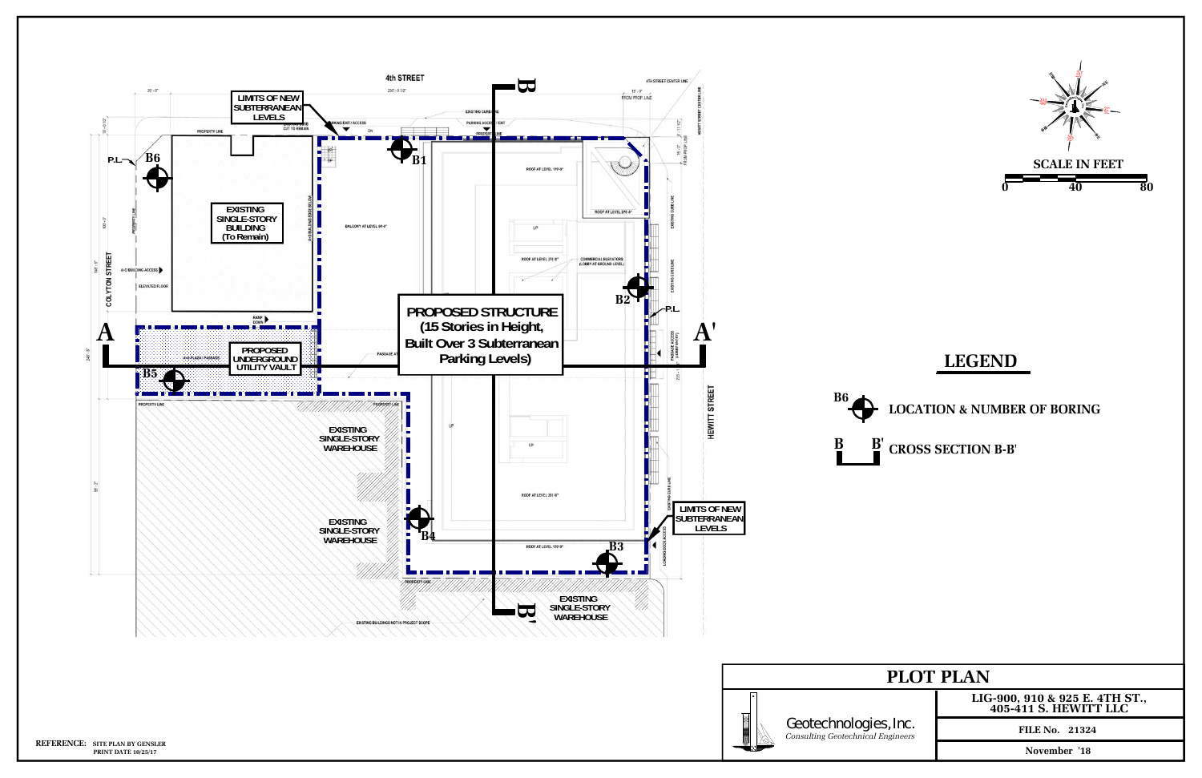# PLOT PLAN

**PROPOSED STRUCTURE (15 Stories in Height, Built Over 3 Subterranean Parking Levels)**

**PROPOSED UNDERGROUND UTILITY VAULT**

**EXISTING SINGLE-STORY BUILDING (To Remain)**

**EXISTING SINGLE-STORY WAREHOUSE**

**LIMITS OF NEW SUBTERRANEAN LEVELS**

4th STREET

COLYTON STREET

HEWITT STREET

B1, B2, B3, B4, B5, B6

A — A'

B — B'

P.L.

EXISTING BUILDINGS NOT IN PROJECT SCOPE

**SCALE IN FEET**

0 — 40 — 80

## LEGEND

B6 — LOCATION & NUMBER OF BORING

B — B' CROSS SECTION B-B'

Geotechnologies, Inc.
*Consulting Geotechnical Engineers*

**LIG-900, 910 & 925 E. 4TH ST., 405-411 S. HEWITT LLC**

**FILE No. 21324**

**November '18**

REFERENCE: SITE PLAN BY GENSLER PRINT DATE 10/25/17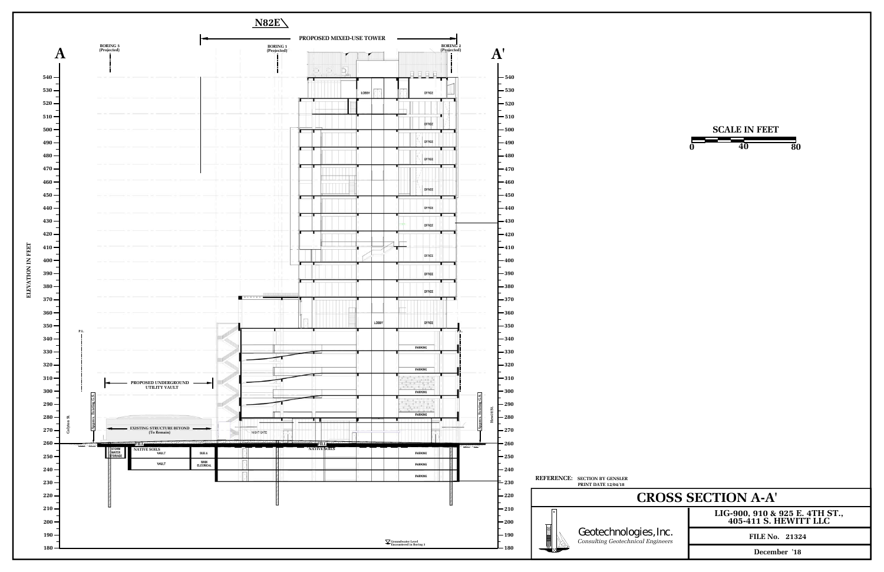# CROSS SECTION A-A'

N82E

A — A'

PROPOSED MIXED-USE TOWER

BORING 5 (Projected)

BORING 1 (Projected)

BORING 2 (Projected)

ELEVATION IN FEET

540, 530, 520, 510, 500, 490, 480, 470, 460, 450, 440, 430, 420, 410, 400, 390, 380, 370, 360, 350, 340, 330, 320, 310, 300, 290, 280, 270, 260, 250, 240, 230, 220, 210, 200, 190, 180

LOBBY — OFFICE — OFFICE — OFFICE — OFFICE — OFFICE — OFFICE — OFFICE — OFFICE — OFFICE — OFFICE — OFFICE — LOBBY — OFFICE

PARKING — PARKING — PARKING — PARKING

NIGHT GATE

P.L.

PROPOSED UNDERGROUND UTILITY VAULT

EXISTING STRUCTURE BEYOND (To Remain)

Colyton St. — Approx. Existing G.S.

Hewitt St. — Approx. Existing G.S.

FILL — NATIVE SOILS

STORM WATER STORAGE — VAULT — SUB A — VAULT — MAIN ELECTRICAL

PARKING — PARKING — PARKING

Groundwater Level Encountered in Boring 5

SCALE IN FEET

0 — 40 — 80

REFERENCE: SECTION BY GENSLER PRINT DATE 12/04/18

Geotechnologies, Inc.
*Consulting Geotechnical Engineers*

LIG-900, 910 & 925 E. 4TH ST., 405-411 S. HEWITT LLC

FILE No. 21324

December '18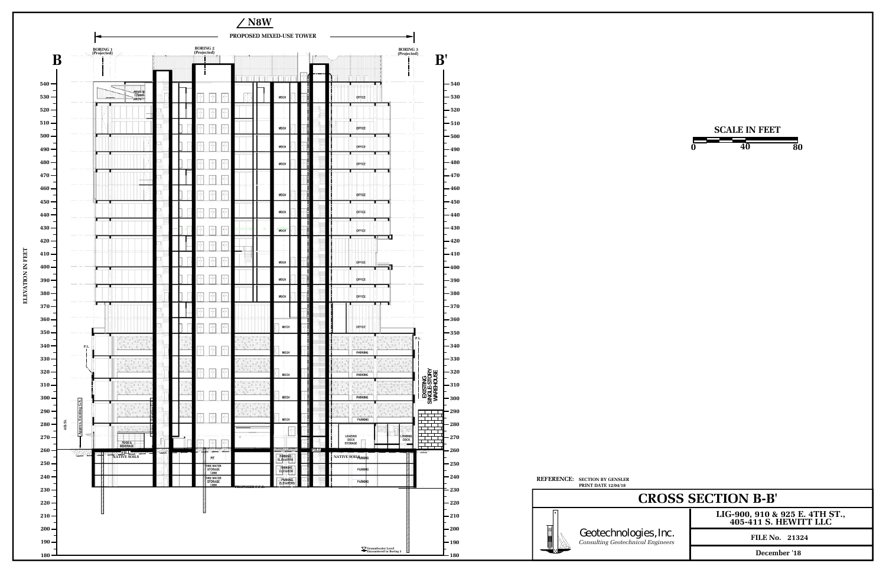N8W

PROPOSED MIXED-USE TOWER

B — B'

BORING 1 (Projected)

BORING 2 (Projected)

BORING 3 (Projected)

ELEVATION IN FEET

540, 530, 520, 510, 500, 490, 480, 470, 460, 450, 440, 430, 420, 410, 400, 390, 380, 370, 360, 350, 340, 330, 320, 310, 300, 290, 280, 270, 260, 250, 240, 230, 220, 210, 200, 190, 180

PRIVATE TENANT AMENITY

MECH

OFFICE

PARKING

P.L.

4th St.

Approx. Existing G.S.

FOOD & BEVERAGE

LOADING DOCK STORAGE

LOADING DOCK

EXISTING SINGLE-STORY WAREHOUSE

FILL

NATIVE SOILS

PIT

FIRE WATER STORAGE TANK

PARKING ELEVATORS

PARKING ELEVATOR

PROPOSED F.F.E.

Groundwater Level Encountered in Boring 3

SCALE IN FEET

0 — 40 — 80

REFERENCE: SECTION BY GENSLER PRINT DATE 12/04/18

# CROSS SECTION B-B'

Geotechnologies, Inc.
*Consulting Geotechnical Engineers*

LIG-900, 910 & 925 E. 4TH ST., 405-411 S. HEWITT LLC

FILE No. 21324

December '18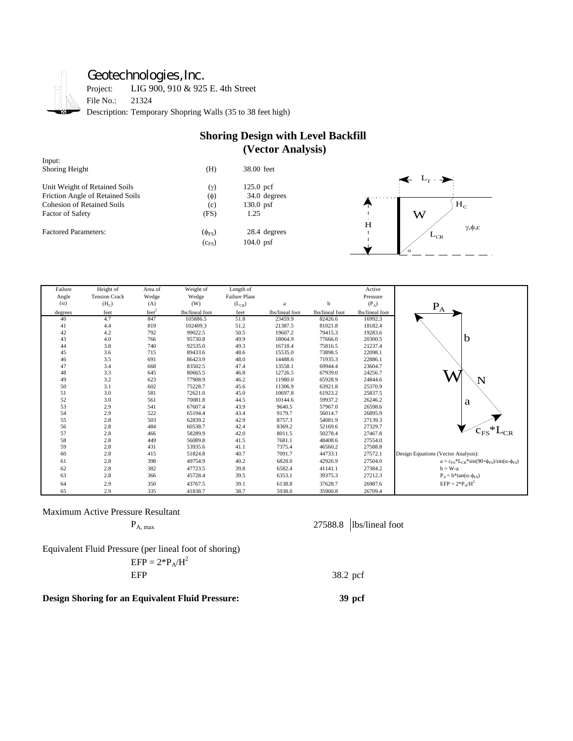Geotechnologies, Inc.

Project: LIG 900, 910 & 925 E. 4th Street

File No.: 21324

Description: Temporary Shopring Walls (35 to 38 feet high)

## Shoring Design with Level Backfill
## (Vector Analysis)

Input:

| | | |
|---|---|---|
| Shoring Height | (H) | 38.00 feet |
| Unit Weight of Retained Soils | ($\gamma$) | 125.0 pcf |
| Friction Angle of Retained Soils | ($\phi$) | 34.0 degrees |
| Cohesion of Retained Soils | (c) | 130.0 psf |
| Factor of Safety | (FS) | 1.25 |
| Factored Parameters: | ($\phi_{FS}$) | 28.4 degrees |
| | ($c_{FS}$) | 104.0 psf |

$L_T$

$H_C$

W

H

$\gamma,\phi,c$

$L_{CR}$

$\alpha$

| Failure Angle ($\alpha$) degrees | Height of Tension Crack ($H_C$) feet | Area of Wedge (A) feet$^2$ | Weight of Wedge (W) lbs/lineal foot | Length of Failure Plane ($L_{CR}$) feet | a lbs/lineal foot | b lbs/lineal foot | Active Pressure ($P_A$) lbs/lineal foot |
|---|---|---|---|---|---|---|---|
| 40 | 4.7 | 847 | 105886.5 | 51.8 | 23459.9 | 82426.6 | 16992.3 |
| 41 | 4.4 | 819 | 102409.3 | 51.2 | 21387.5 | 81021.8 | 18182.4 |
| 42 | 4.2 | 792 | 99022.5 | 50.5 | 19607.2 | 79415.3 | 19283.6 |
| 43 | 4.0 | 766 | 95730.8 | 49.9 | 18064.9 | 77666.0 | 20300.5 |
| 44 | 3.8 | 740 | 92535.0 | 49.3 | 16718.4 | 75816.5 | 21237.4 |
| 45 | 3.6 | 715 | 89433.6 | 48.6 | 15535.0 | 73898.5 | 22098.1 |
| 46 | 3.5 | 691 | 86423.9 | 48.0 | 14488.6 | 71935.3 | 22886.1 |
| 47 | 3.4 | 668 | 83502.5 | 47.4 | 13558.1 | 69944.4 | 23604.7 |
| 48 | 3.3 | 645 | 80665.5 | 46.8 | 12726.5 | 67939.0 | 24256.7 |
| 49 | 3.2 | 623 | 77908.9 | 46.2 | 11980.0 | 65928.9 | 24844.6 |
| 50 | 3.1 | 602 | 75228.7 | 45.6 | 11306.9 | 63921.8 | 25370.9 |
| 51 | 3.0 | 581 | 72621.0 | 45.0 | 10697.8 | 61923.2 | 25837.5 |
| 52 | 3.0 | 561 | 70081.8 | 44.5 | 10144.6 | 59937.2 | 26246.2 |
| 53 | 2.9 | 541 | 67607.4 | 43.9 | 9640.5 | 57967.0 | 26598.6 |
| 54 | 2.9 | 522 | 65194.4 | 43.4 | 9179.7 | 56014.7 | 26895.9 |
| 55 | 2.8 | 503 | 62839.2 | 42.9 | 8757.3 | 54081.9 | 27139.3 |
| 56 | 2.8 | 484 | 60538.7 | 42.4 | 8369.2 | 52169.6 | 27329.7 |
| 57 | 2.8 | 466 | 58289.9 | 42.0 | 8011.5 | 50278.4 | 27467.8 |
| 58 | 2.8 | 449 | 56089.8 | 41.5 | 7681.1 | 48408.6 | 27554.0 |
| 59 | 2.8 | 431 | 53935.6 | 41.1 | 7375.4 | 46560.2 | 27588.8 |
| 60 | 2.8 | 415 | 51824.8 | 40.7 | 7091.7 | 44733.1 | 27572.1 |
| 61 | 2.8 | 398 | 49754.9 | 40.2 | 6828.0 | 42926.9 | 27504.0 |
| 62 | 2.8 | 382 | 47723.5 | 39.8 | 6582.4 | 41141.1 | 27384.2 |
| 63 | 2.8 | 366 | 45728.4 | 39.5 | 6353.1 | 39375.3 | 27212.3 |
| 64 | 2.9 | 350 | 43767.5 | 39.1 | 6138.8 | 37628.7 | 26987.6 |
| 65 | 2.9 | 335 | 41838.7 | 38.7 | 5938.0 | 35900.8 | 26709.4 |

$P_A$

b

W

N

a

$c_{FS}*L_{CR}$

Design Equations (Vector Analysis):

$a = c_{FS}*L_{CR}*\sin(90+\phi_{FS})/\sin(\alpha-\phi_{FS})$

$b = W - a$

$P_A = b*\tan(\alpha-\phi_{FS})$

$EFP = 2*P_A/H^2$

Maximum Active Pressure Resultant

$P_{A,\,max}$ 27588.8 lbs/lineal foot

Equivalent Fluid Pressure (per lineal foot of shoring)

$EFP = 2*P_A/H^2$

EFP 38.2 pcf

**Design Shoring for an Equivalent Fluid Pressure: 39 pcf**